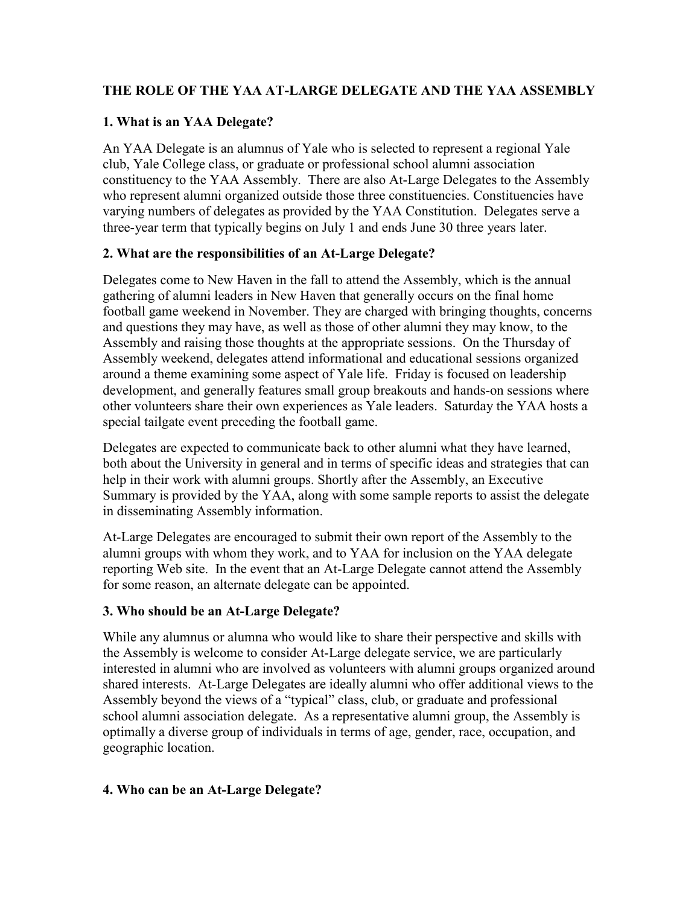# THE ROLE OF THE YAA AT-LARGE DELEGATE AND THE YAA ASSEMBLY

## 1. What is an YAA Delegate?

An YAA Delegate is an alumnus of Yale who is selected to represent a regional Yale club, Yale College class, or graduate or professional school alumni association constituency to the YAA Assembly. There are also At-Large Delegates to the Assembly who represent alumni organized outside those three constituencies. Constituencies have varying numbers of delegates as provided by the YAA Constitution. Delegates serve a three-year term that typically begins on July 1 and ends June 30 three years later.

## 2. What are the responsibilities of an At-Large Delegate?

Delegates come to New Haven in the fall to attend the Assembly, which is the annual gathering of alumni leaders in New Haven that generally occurs on the final home football game weekend in November. They are charged with bringing thoughts, concerns and questions they may have, as well as those of other alumni they may know, to the Assembly and raising those thoughts at the appropriate sessions. On the Thursday of Assembly weekend, delegates attend informational and educational sessions organized around a theme examining some aspect of Yale life. Friday is focused on leadership development, and generally features small group breakouts and hands-on sessions where other volunteers share their own experiences as Yale leaders. Saturday the YAA hosts a special tailgate event preceding the football game.

Delegates are expected to communicate back to other alumni what they have learned, both about the University in general and in terms of specific ideas and strategies that can help in their work with alumni groups. Shortly after the Assembly, an Executive Summary is provided by the YAA, along with some sample reports to assist the delegate in disseminating Assembly information.

At-Large Delegates are encouraged to submit their own report of the Assembly to the alumni groups with whom they work, and to YAA for inclusion on the YAA delegate reporting Web site. In the event that an At-Large Delegate cannot attend the Assembly for some reason, an alternate delegate can be appointed.

## 3. Who should be an At-Large Delegate?

While any alumnus or alumna who would like to share their perspective and skills with the Assembly is welcome to consider At-Large delegate service, we are particularly interested in alumni who are involved as volunteers with alumni groups organized around shared interests. At-Large Delegates are ideally alumni who offer additional views to the Assembly beyond the views of a "typical" class, club, or graduate and professional school alumni association delegate. As a representative alumni group, the Assembly is optimally a diverse group of individuals in terms of age, gender, race, occupation, and geographic location.

## 4. Who can be an At-Large Delegate?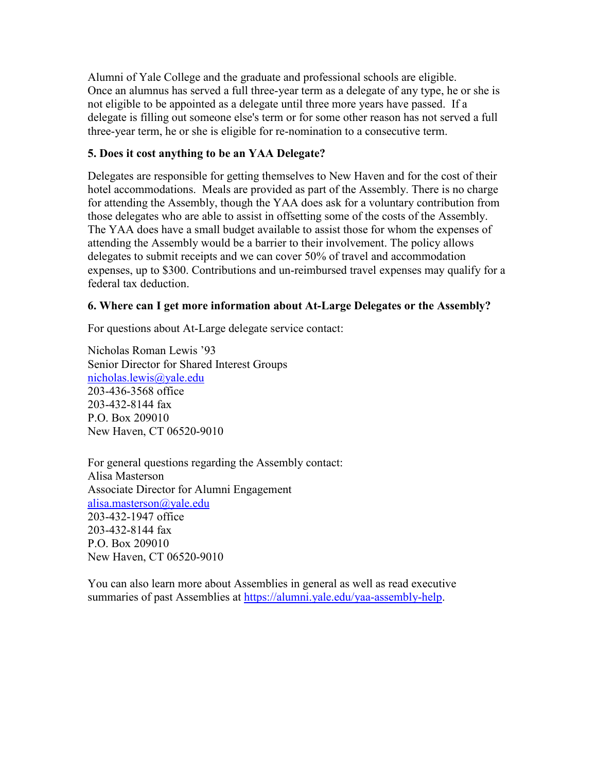Alumni of Yale College and the graduate and professional schools are eligible.
Once an alumnus has served a full three-year term as a delegate of any type, he or she is not eligible to be appointed as a delegate until three more years have passed. If a delegate is filling out someone else's term or for some other reason has not served a full three-year term, he or she is eligible for re-nomination to a consecutive term.

**5. Does it cost anything to be an YAA Delegate?**

Delegates are responsible for getting themselves to New Haven and for the cost of their hotel accommodations. Meals are provided as part of the Assembly. There is no charge for attending the Assembly, though the YAA does ask for a voluntary contribution from those delegates who are able to assist in offsetting some of the costs of the Assembly. The YAA does have a small budget available to assist those for whom the expenses of attending the Assembly would be a barrier to their involvement. The policy allows delegates to submit receipts and we can cover 50% of travel and accommodation expenses, up to $300. Contributions and un-reimbursed travel expenses may qualify for a federal tax deduction.

**6. Where can I get more information about At-Large Delegates or the Assembly?**

For questions about At-Large delegate service contact:

Nicholas Roman Lewis '93
Senior Director for Shared Interest Groups
nicholas.lewis@yale.edu
203-436-3568 office
203-432-8144 fax
P.O. Box 209010
New Haven, CT 06520-9010

For general questions regarding the Assembly contact:
Alisa Masterson
Associate Director for Alumni Engagement
alisa.masterson@yale.edu
203-432-1947 office
203-432-8144 fax
P.O. Box 209010
New Haven, CT 06520-9010

You can also learn more about Assemblies in general as well as read executive summaries of past Assemblies at https://alumni.yale.edu/yaa-assembly-help.